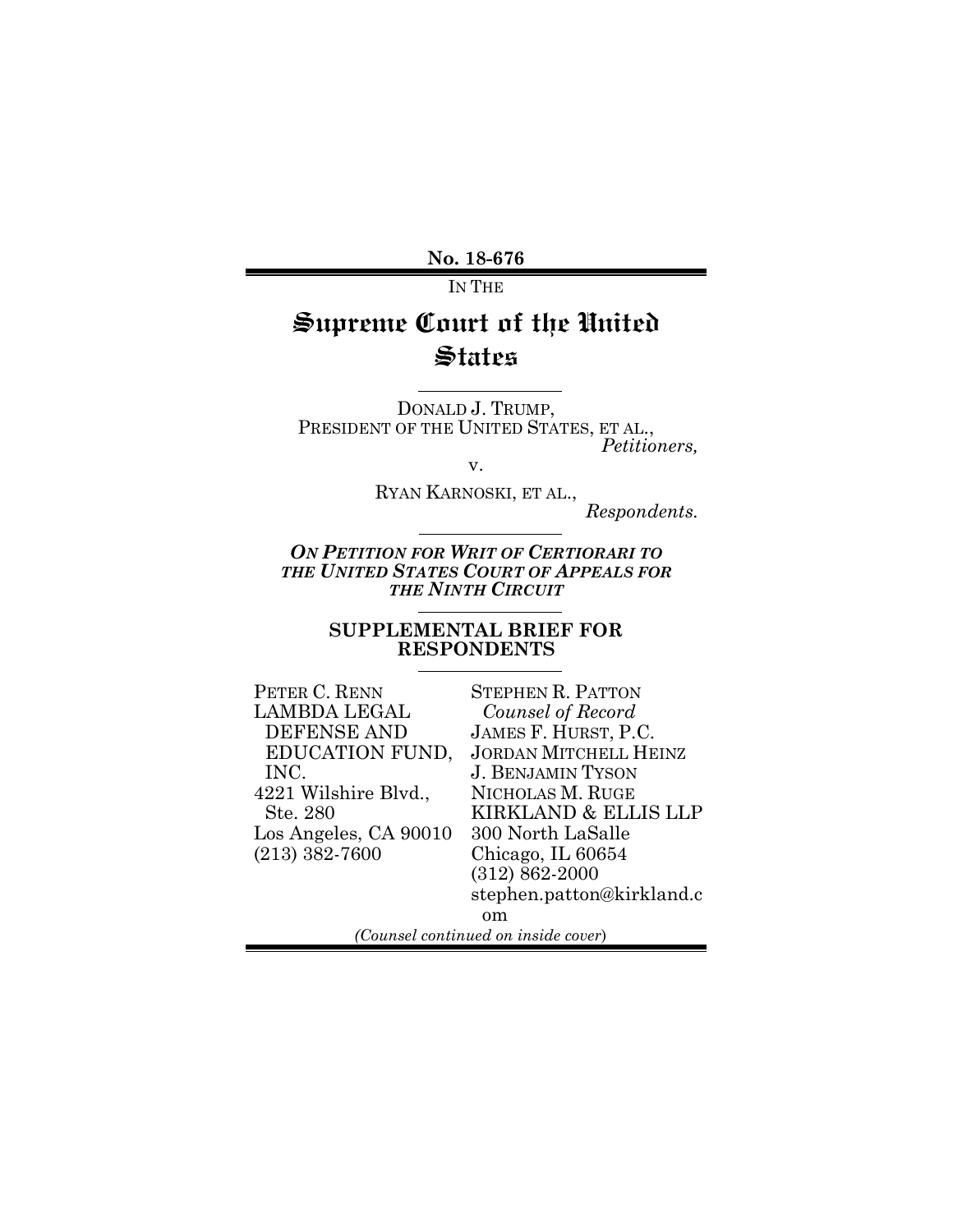**No. 18-676**

IN THE

# Supreme Court of the United States

DONALD J. TRUMP,
PRESIDENT OF THE UNITED STATES, ET AL.,
*Petitioners,*

v.

RYAN KARNOSKI, ET AL.,
*Respondents.*

***ON PETITION FOR WRIT OF CERTIORARI TO THE UNITED STATES COURT OF APPEALS FOR THE NINTH CIRCUIT***

**SUPPLEMENTAL BRIEF FOR RESPONDENTS**

PETER C. RENN
LAMBDA LEGAL DEFENSE AND EDUCATION FUND, INC.
4221 Wilshire Blvd., Ste. 280
Los Angeles, CA 90010
(213) 382-7600

STEPHEN R. PATTON
*Counsel of Record*
JAMES F. HURST, P.C.
JORDAN MITCHELL HEINZ
J. BENJAMIN TYSON
NICHOLAS M. RUGE
KIRKLAND & ELLIS LLP
300 North LaSalle
Chicago, IL 60654
(312) 862-2000
stephen.patton@kirkland.com

*(Counsel continued on inside cover)*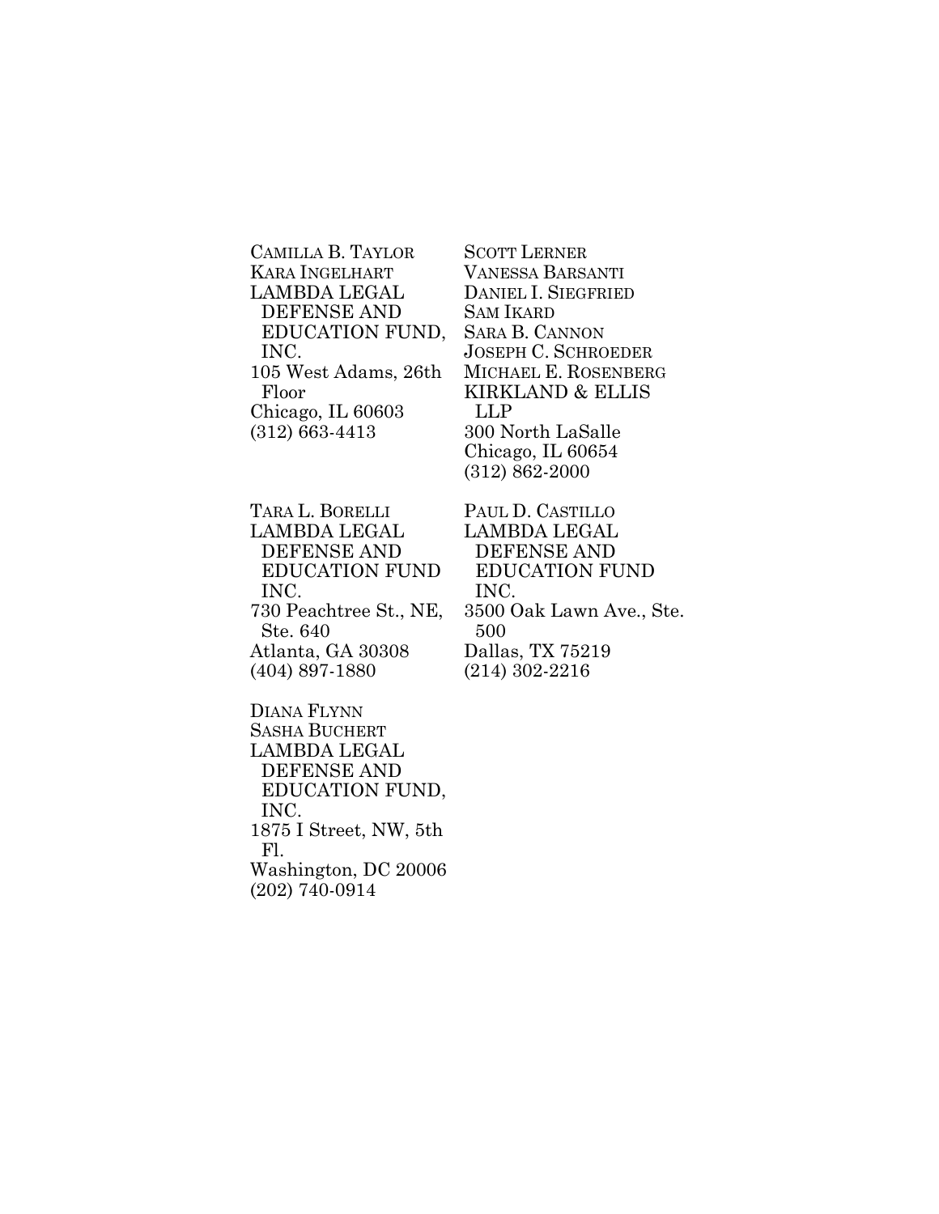CAMILLA B. TAYLOR
KARA INGELHART
LAMBDA LEGAL DEFENSE AND EDUCATION FUND, INC.
105 West Adams, 26th Floor
Chicago, IL 60603
(312) 663-4413

SCOTT LERNER
VANESSA BARSANTI
DANIEL I. SIEGFRIED
SAM IKARD
SARA B. CANNON
JOSEPH C. SCHROEDER
MICHAEL E. ROSENBERG
KIRKLAND & ELLIS LLP
300 North LaSalle
Chicago, IL 60654
(312) 862-2000

TARA L. BORELLI
LAMBDA LEGAL DEFENSE AND EDUCATION FUND INC.
730 Peachtree St., NE, Ste. 640
Atlanta, GA 30308
(404) 897-1880

PAUL D. CASTILLO
LAMBDA LEGAL DEFENSE AND EDUCATION FUND INC.
3500 Oak Lawn Ave., Ste. 500
Dallas, TX 75219
(214) 302-2216

DIANA FLYNN
SASHA BUCHERT
LAMBDA LEGAL DEFENSE AND EDUCATION FUND, INC.
1875 I Street, NW, 5th Fl.
Washington, DC 20006
(202) 740-0914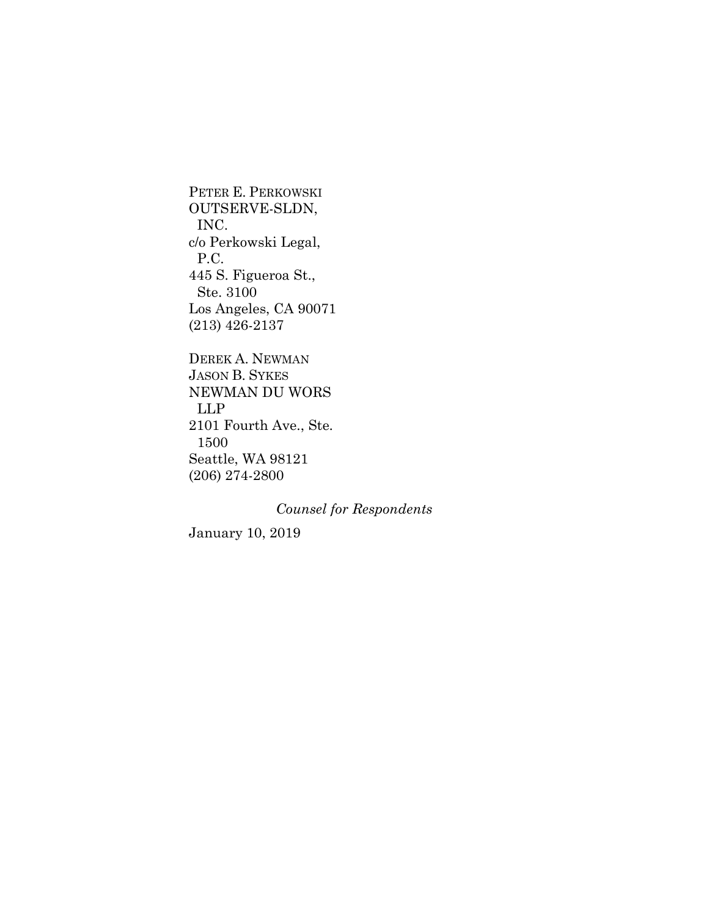PETER E. PERKOWSKI
OUTSERVE-SLDN,
INC.
c/o Perkowski Legal,
P.C.
445 S. Figueroa St.,
Ste. 3100
Los Angeles, CA 90071
(213) 426-2137

DEREK A. NEWMAN
JASON B. SYKES
NEWMAN DU WORS
LLP
2101 Fourth Ave., Ste.
1500
Seattle, WA 98121
(206) 274-2800

*Counsel for Respondents*

January 10, 2019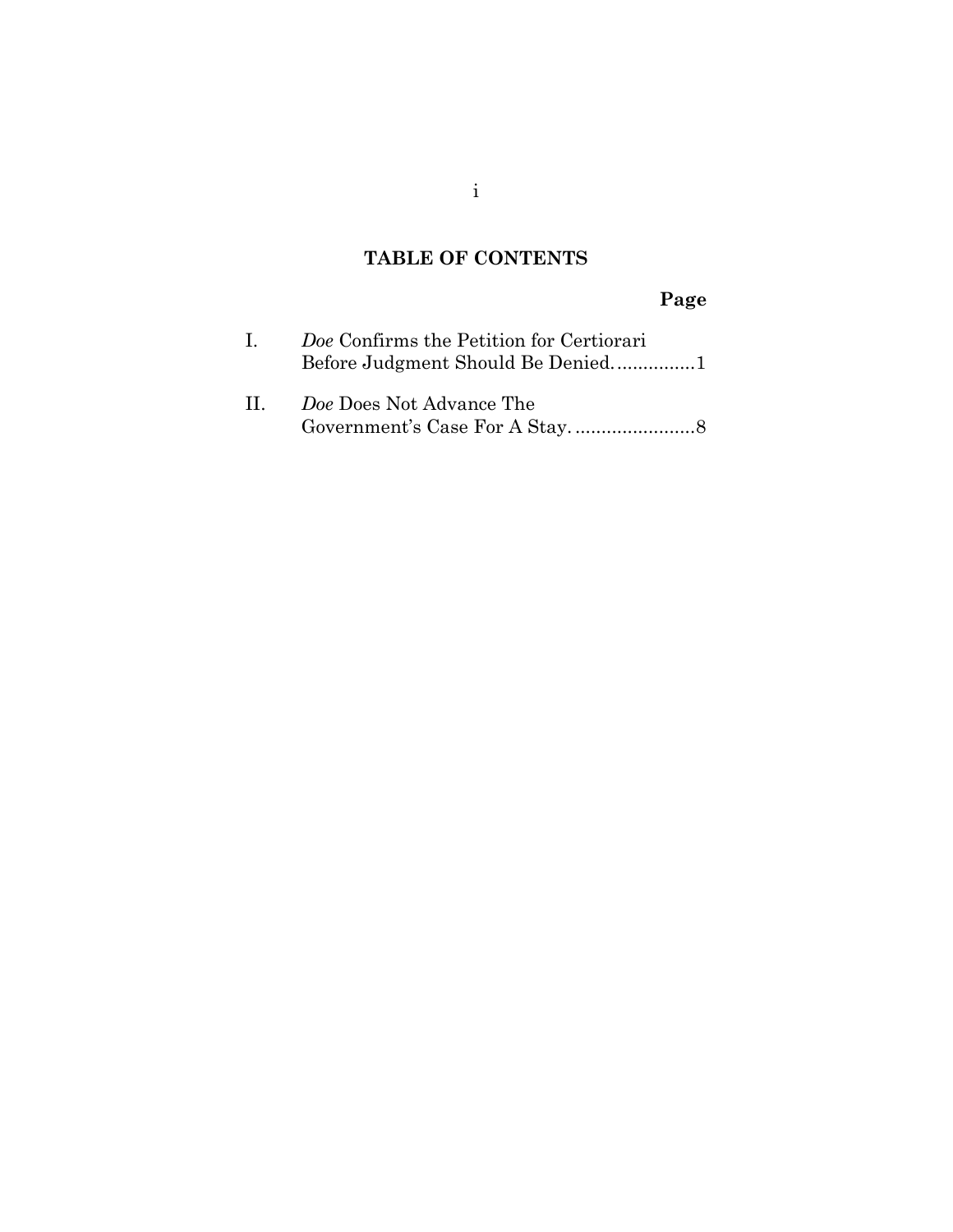## TABLE OF CONTENTS

**Page**

I. *Doe* Confirms the Petition for Certiorari Before Judgment Should Be Denied. ...............1

II. *Doe* Does Not Advance The Government's Case For A Stay. .......................8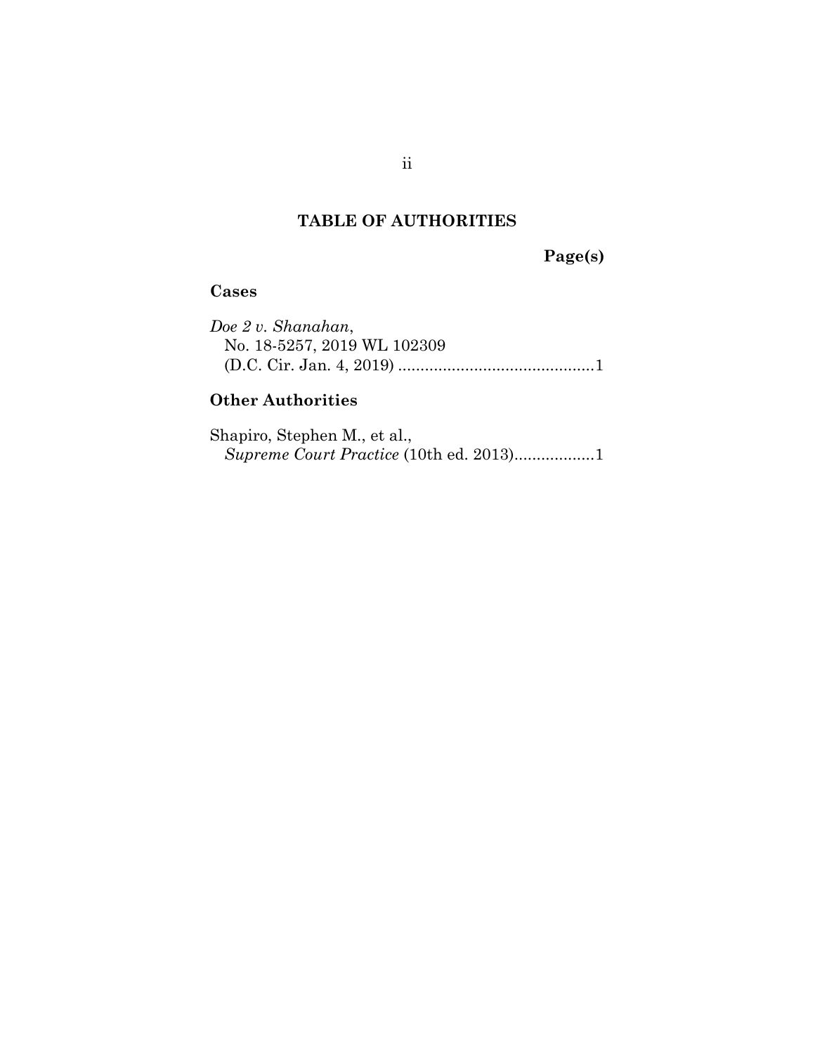## TABLE OF AUTHORITIES

**Page(s)**

### Cases

*Doe 2 v. Shanahan*,
No. 18-5257, 2019 WL 102309
(D.C. Cir. Jan. 4, 2019) ............................................1

### Other Authorities

Shapiro, Stephen M., et al.,
*Supreme Court Practice* (10th ed. 2013)..................1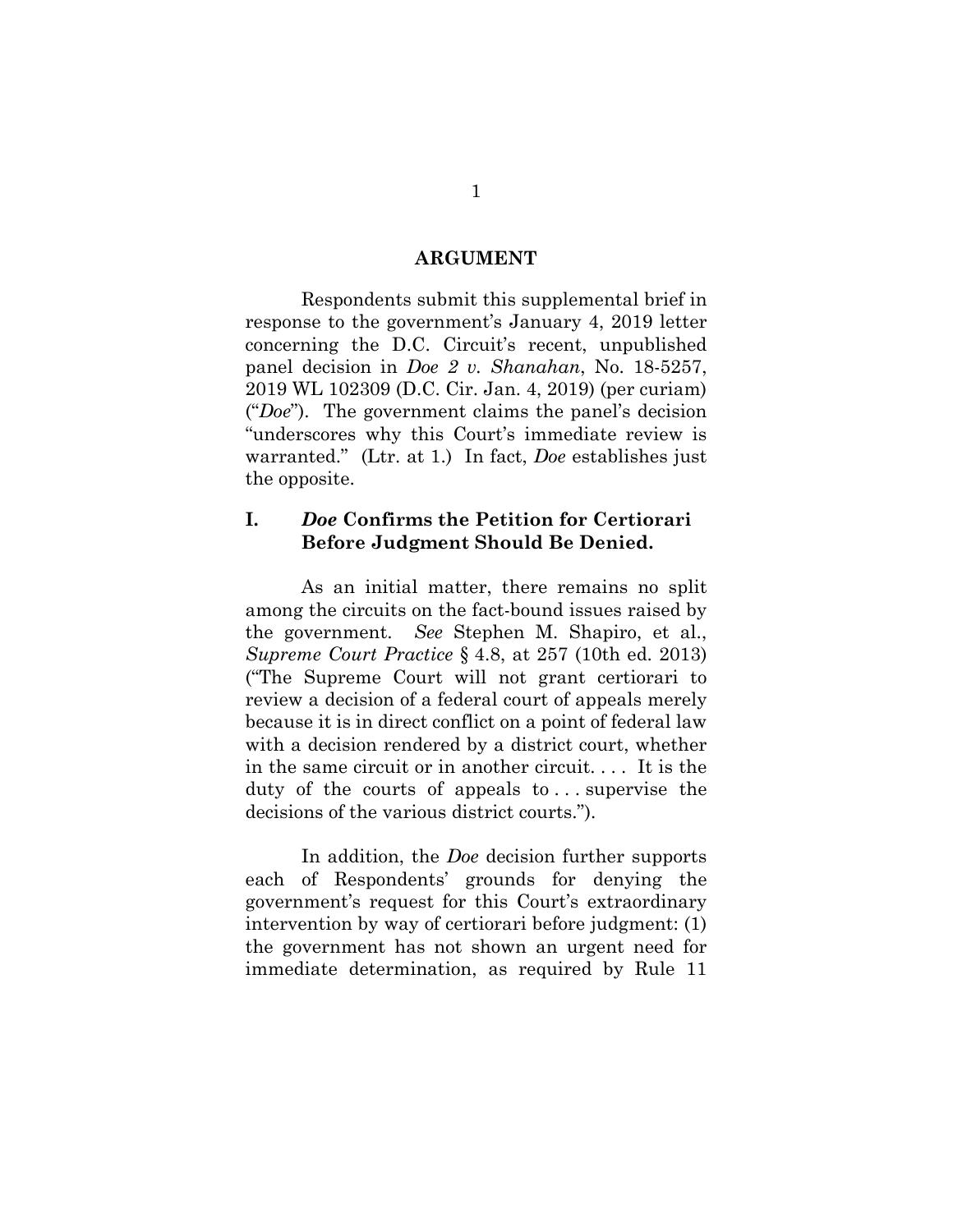## ARGUMENT

Respondents submit this supplemental brief in response to the government's January 4, 2019 letter concerning the D.C. Circuit's recent, unpublished panel decision in *Doe 2 v. Shanahan*, No. 18-5257, 2019 WL 102309 (D.C. Cir. Jan. 4, 2019) (per curiam) ("*Doe*"). The government claims the panel's decision "underscores why this Court's immediate review is warranted." (Ltr. at 1.) In fact, *Doe* establishes just the opposite.

### I. *Doe* Confirms the Petition for Certiorari Before Judgment Should Be Denied.

As an initial matter, there remains no split among the circuits on the fact-bound issues raised by the government. *See* Stephen M. Shapiro, et al., *Supreme Court Practice* § 4.8, at 257 (10th ed. 2013) ("The Supreme Court will not grant certiorari to review a decision of a federal court of appeals merely because it is in direct conflict on a point of federal law with a decision rendered by a district court, whether in the same circuit or in another circuit. . . . It is the duty of the courts of appeals to . . . supervise the decisions of the various district courts.").

In addition, the *Doe* decision further supports each of Respondents' grounds for denying the government's request for this Court's extraordinary intervention by way of certiorari before judgment: (1) the government has not shown an urgent need for immediate determination, as required by Rule 11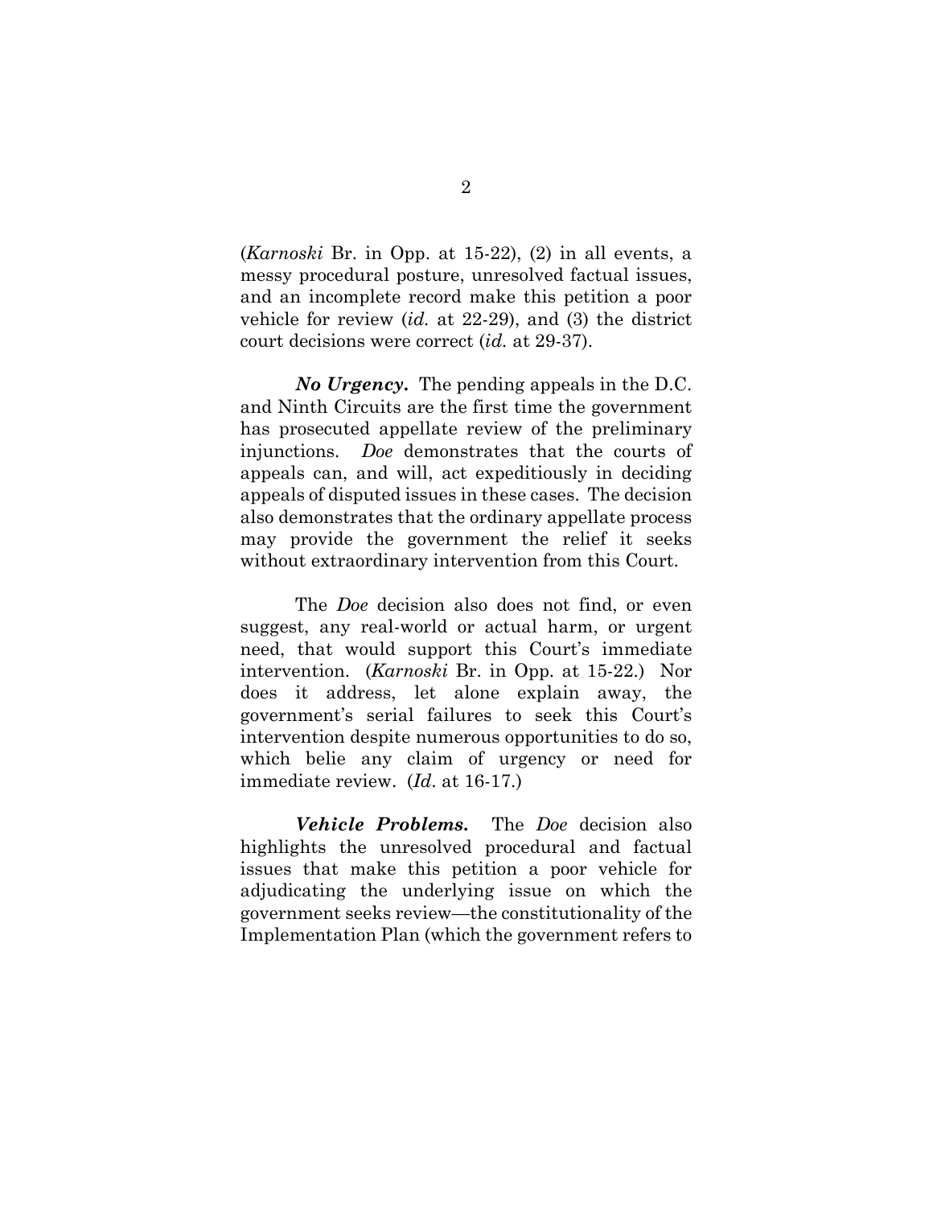(*Karnoski* Br. in Opp. at 15-22), (2) in all events, a messy procedural posture, unresolved factual issues, and an incomplete record make this petition a poor vehicle for review (*id.* at 22-29), and (3) the district court decisions were correct (*id.* at 29-37).

***No Urgency.*** The pending appeals in the D.C. and Ninth Circuits are the first time the government has prosecuted appellate review of the preliminary injunctions. *Doe* demonstrates that the courts of appeals can, and will, act expeditiously in deciding appeals of disputed issues in these cases. The decision also demonstrates that the ordinary appellate process may provide the government the relief it seeks without extraordinary intervention from this Court.

The *Doe* decision also does not find, or even suggest, any real-world or actual harm, or urgent need, that would support this Court's immediate intervention. (*Karnoski* Br. in Opp. at 15-22.) Nor does it address, let alone explain away, the government's serial failures to seek this Court's intervention despite numerous opportunities to do so, which belie any claim of urgency or need for immediate review. (*Id.* at 16-17.)

***Vehicle Problems.*** The *Doe* decision also highlights the unresolved procedural and factual issues that make this petition a poor vehicle for adjudicating the underlying issue on which the government seeks review—the constitutionality of the Implementation Plan (which the government refers to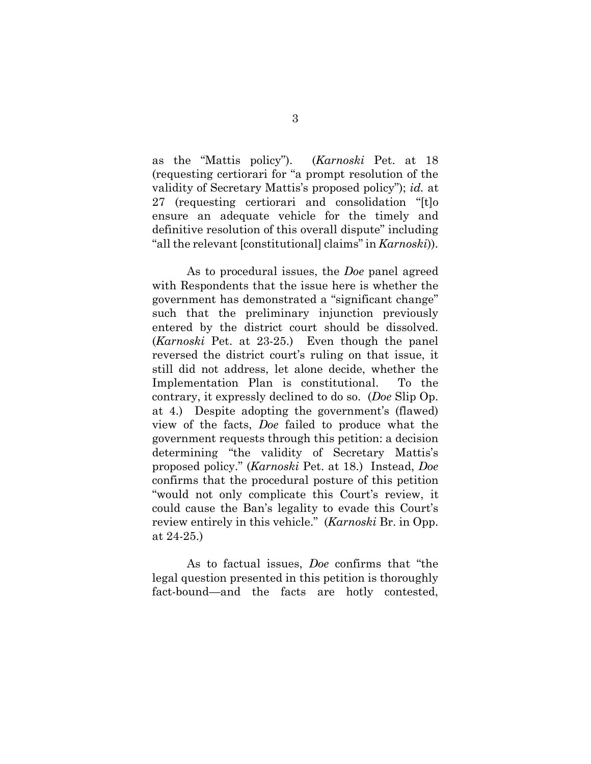as the "Mattis policy"). (*Karnoski* Pet. at 18 (requesting certiorari for "a prompt resolution of the validity of Secretary Mattis's proposed policy"); *id.* at 27 (requesting certiorari and consolidation "[t]o ensure an adequate vehicle for the timely and definitive resolution of this overall dispute" including "all the relevant [constitutional] claims" in *Karnoski*)).

As to procedural issues, the *Doe* panel agreed with Respondents that the issue here is whether the government has demonstrated a "significant change" such that the preliminary injunction previously entered by the district court should be dissolved. (*Karnoski* Pet. at 23-25.) Even though the panel reversed the district court's ruling on that issue, it still did not address, let alone decide, whether the Implementation Plan is constitutional. To the contrary, it expressly declined to do so. (*Doe* Slip Op. at 4.) Despite adopting the government's (flawed) view of the facts, *Doe* failed to produce what the government requests through this petition: a decision determining "the validity of Secretary Mattis's proposed policy." (*Karnoski* Pet. at 18.) Instead, *Doe* confirms that the procedural posture of this petition "would not only complicate this Court's review, it could cause the Ban's legality to evade this Court's review entirely in this vehicle." (*Karnoski* Br. in Opp. at 24-25.)

As to factual issues, *Doe* confirms that "the legal question presented in this petition is thoroughly fact-bound—and the facts are hotly contested,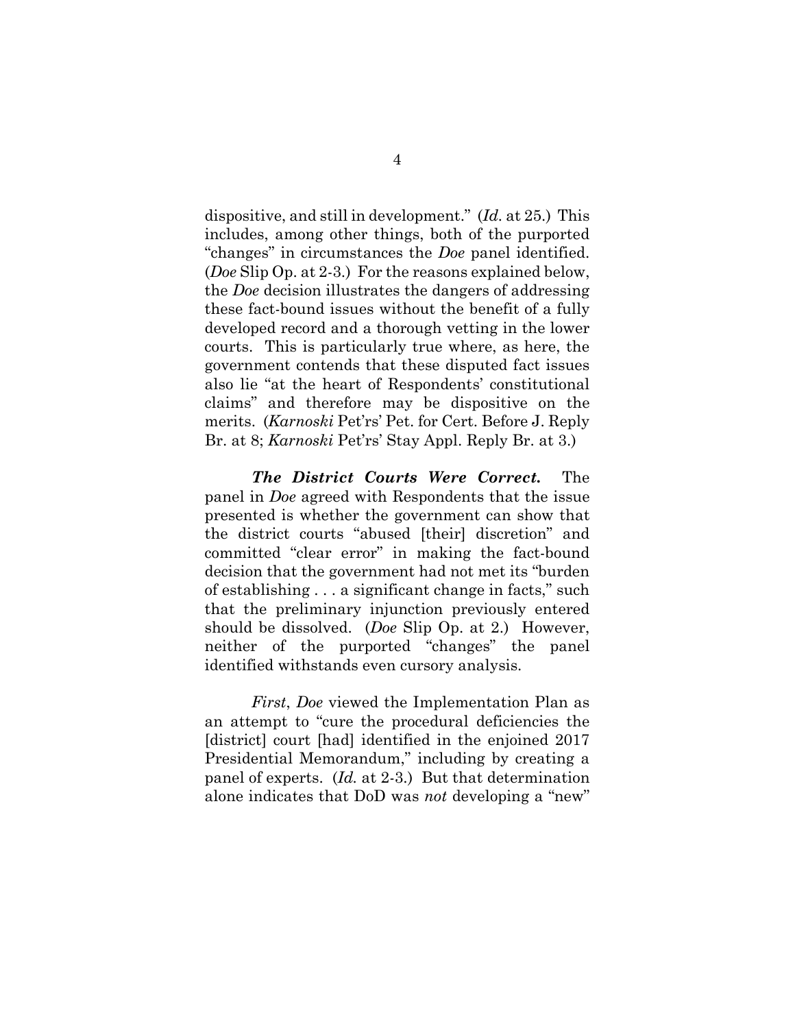dispositive, and still in development." (*Id.* at 25.) This includes, among other things, both of the purported "changes" in circumstances the *Doe* panel identified. (*Doe* Slip Op. at 2-3.) For the reasons explained below, the *Doe* decision illustrates the dangers of addressing these fact-bound issues without the benefit of a fully developed record and a thorough vetting in the lower courts. This is particularly true where, as here, the government contends that these disputed fact issues also lie "at the heart of Respondents' constitutional claims" and therefore may be dispositive on the merits. (*Karnoski* Pet'rs' Pet. for Cert. Before J. Reply Br. at 8; *Karnoski* Pet'rs' Stay Appl. Reply Br. at 3.)

***The District Courts Were Correct.*** The panel in *Doe* agreed with Respondents that the issue presented is whether the government can show that the district courts "abused [their] discretion" and committed "clear error" in making the fact-bound decision that the government had not met its "burden of establishing . . . a significant change in facts," such that the preliminary injunction previously entered should be dissolved. (*Doe* Slip Op. at 2.) However, neither of the purported "changes" the panel identified withstands even cursory analysis.

*First*, *Doe* viewed the Implementation Plan as an attempt to "cure the procedural deficiencies the [district] court [had] identified in the enjoined 2017 Presidential Memorandum," including by creating a panel of experts. (*Id.* at 2-3.) But that determination alone indicates that DoD was *not* developing a "new"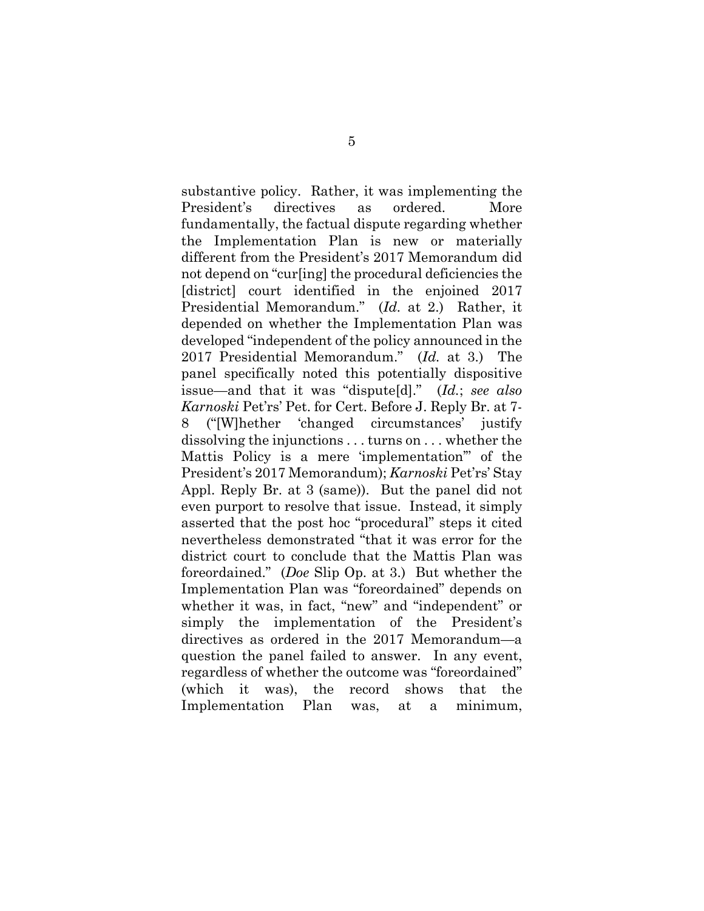substantive policy. Rather, it was implementing the President's directives as ordered. More fundamentally, the factual dispute regarding whether the Implementation Plan is new or materially different from the President's 2017 Memorandum did not depend on "cur[ing] the procedural deficiencies the [district] court identified in the enjoined 2017 Presidential Memorandum." (*Id.* at 2.) Rather, it depended on whether the Implementation Plan was developed "independent of the policy announced in the 2017 Presidential Memorandum." (*Id.* at 3.) The panel specifically noted this potentially dispositive issue—and that it was "dispute[d]." (*Id.*; *see also Karnoski* Pet'rs' Pet. for Cert. Before J. Reply Br. at 7-8 ("[W]hether 'changed circumstances' justify dissolving the injunctions . . . turns on . . . whether the Mattis Policy is a mere 'implementation'" of the President's 2017 Memorandum); *Karnoski* Pet'rs' Stay Appl. Reply Br. at 3 (same)). But the panel did not even purport to resolve that issue. Instead, it simply asserted that the post hoc "procedural" steps it cited nevertheless demonstrated "that it was error for the district court to conclude that the Mattis Plan was foreordained." (*Doe* Slip Op. at 3.) But whether the Implementation Plan was "foreordained" depends on whether it was, in fact, "new" and "independent" or simply the implementation of the President's directives as ordered in the 2017 Memorandum—a question the panel failed to answer. In any event, regardless of whether the outcome was "foreordained" (which it was), the record shows that the Implementation Plan was, at a minimum,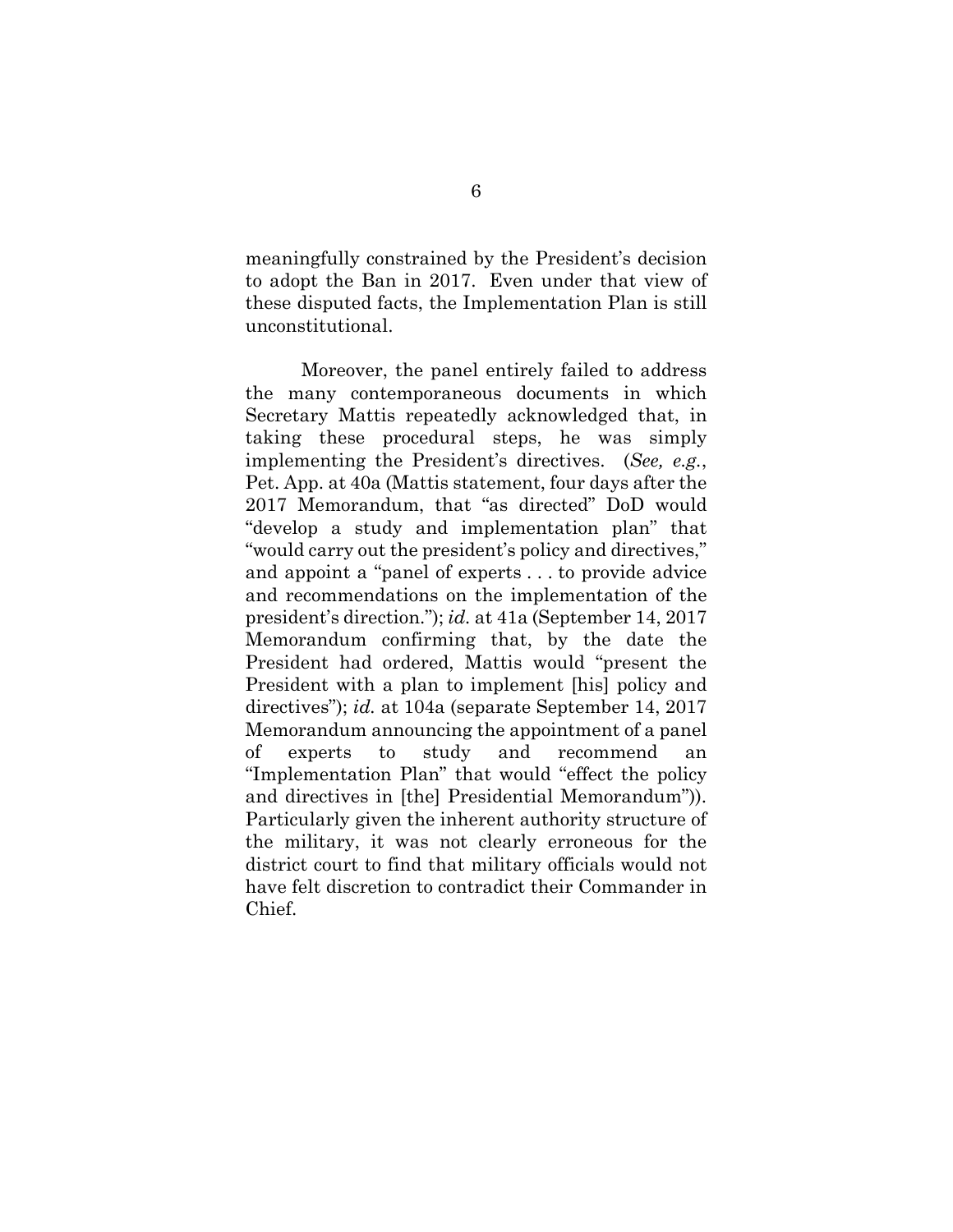meaningfully constrained by the President's decision to adopt the Ban in 2017. Even under that view of these disputed facts, the Implementation Plan is still unconstitutional.

Moreover, the panel entirely failed to address the many contemporaneous documents in which Secretary Mattis repeatedly acknowledged that, in taking these procedural steps, he was simply implementing the President's directives. (*See, e.g.*, Pet. App. at 40a (Mattis statement, four days after the 2017 Memorandum, that "as directed" DoD would "develop a study and implementation plan" that "would carry out the president's policy and directives," and appoint a "panel of experts . . . to provide advice and recommendations on the implementation of the president's direction."); *id.* at 41a (September 14, 2017 Memorandum confirming that, by the date the President had ordered, Mattis would "present the President with a plan to implement [his] policy and directives"); *id.* at 104a (separate September 14, 2017 Memorandum announcing the appointment of a panel of experts to study and recommend an "Implementation Plan" that would "effect the policy and directives in [the] Presidential Memorandum")). Particularly given the inherent authority structure of the military, it was not clearly erroneous for the district court to find that military officials would not have felt discretion to contradict their Commander in Chief.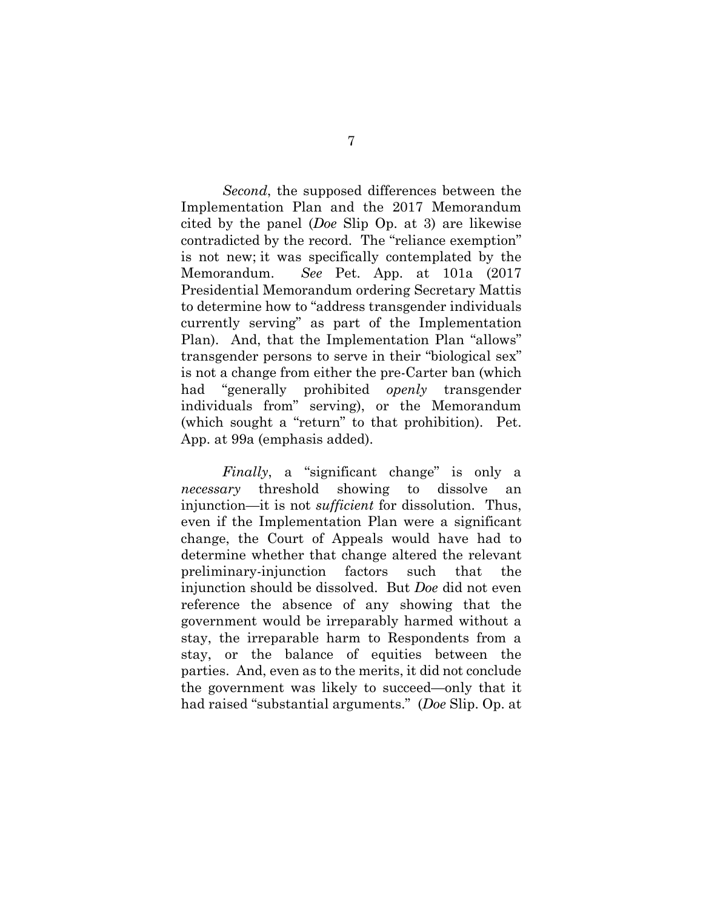*Second*, the supposed differences between the Implementation Plan and the 2017 Memorandum cited by the panel (*Doe* Slip Op. at 3) are likewise contradicted by the record. The "reliance exemption" is not new; it was specifically contemplated by the Memorandum. *See* Pet. App. at 101a (2017 Presidential Memorandum ordering Secretary Mattis to determine how to "address transgender individuals currently serving" as part of the Implementation Plan). And, that the Implementation Plan "allows" transgender persons to serve in their "biological sex" is not a change from either the pre-Carter ban (which had "generally prohibited *openly* transgender individuals from" serving), or the Memorandum (which sought a "return" to that prohibition). Pet. App. at 99a (emphasis added).

*Finally*, a "significant change" is only a *necessary* threshold showing to dissolve an injunction—it is not *sufficient* for dissolution. Thus, even if the Implementation Plan were a significant change, the Court of Appeals would have had to determine whether that change altered the relevant preliminary-injunction factors such that the injunction should be dissolved. But *Doe* did not even reference the absence of any showing that the government would be irreparably harmed without a stay, the irreparable harm to Respondents from a stay, or the balance of equities between the parties. And, even as to the merits, it did not conclude the government was likely to succeed—only that it had raised "substantial arguments." (*Doe* Slip. Op. at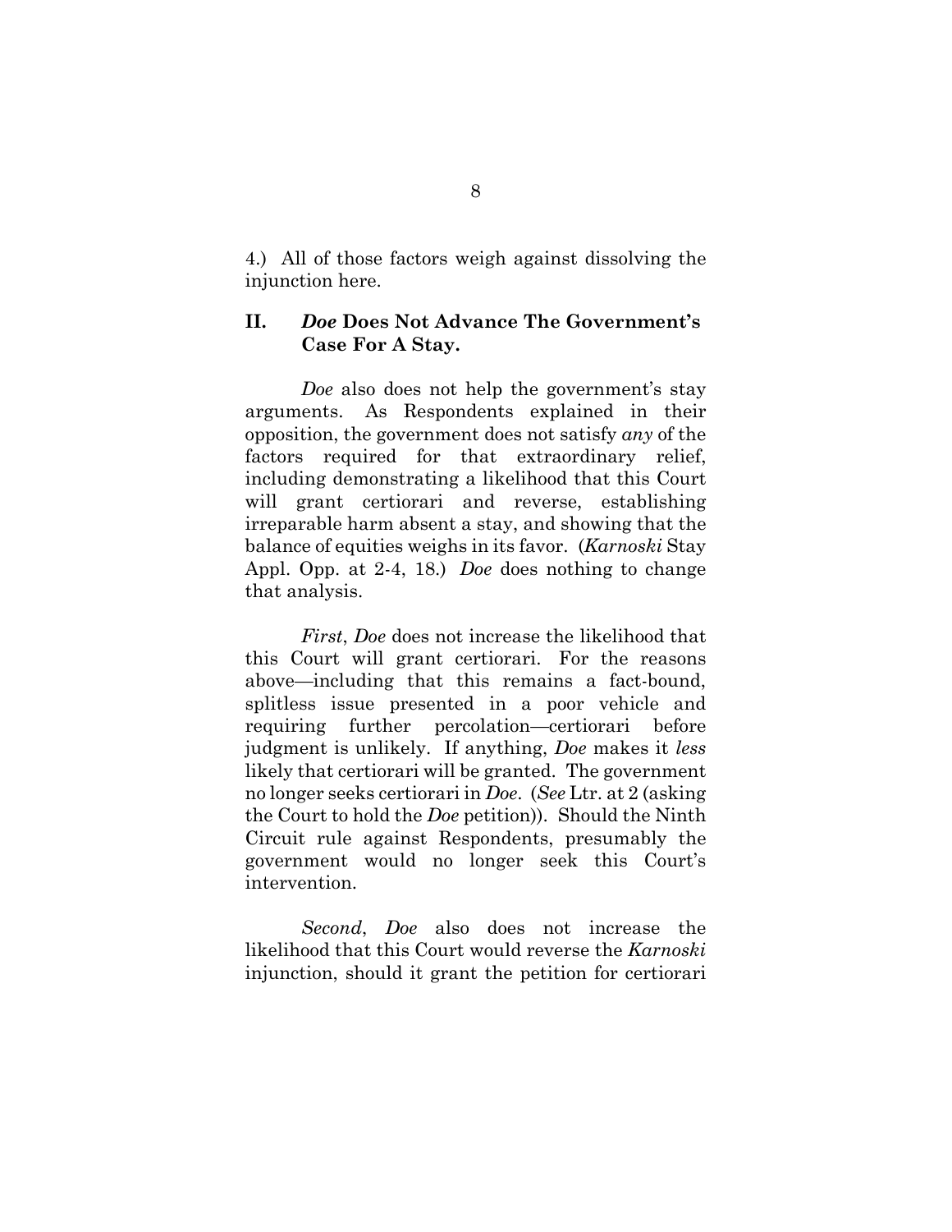4.) All of those factors weigh against dissolving the injunction here.

## II. *Doe* Does Not Advance The Government's Case For A Stay.

*Doe* also does not help the government's stay arguments. As Respondents explained in their opposition, the government does not satisfy *any* of the factors required for that extraordinary relief, including demonstrating a likelihood that this Court will grant certiorari and reverse, establishing irreparable harm absent a stay, and showing that the balance of equities weighs in its favor. (*Karnoski* Stay Appl. Opp. at 2-4, 18.) *Doe* does nothing to change that analysis.

*First*, *Doe* does not increase the likelihood that this Court will grant certiorari. For the reasons above—including that this remains a fact-bound, splitless issue presented in a poor vehicle and requiring further percolation—certiorari before judgment is unlikely. If anything, *Doe* makes it *less* likely that certiorari will be granted. The government no longer seeks certiorari in *Doe*. (*See* Ltr. at 2 (asking the Court to hold the *Doe* petition)). Should the Ninth Circuit rule against Respondents, presumably the government would no longer seek this Court's intervention.

*Second*, *Doe* also does not increase the likelihood that this Court would reverse the *Karnoski* injunction, should it grant the petition for certiorari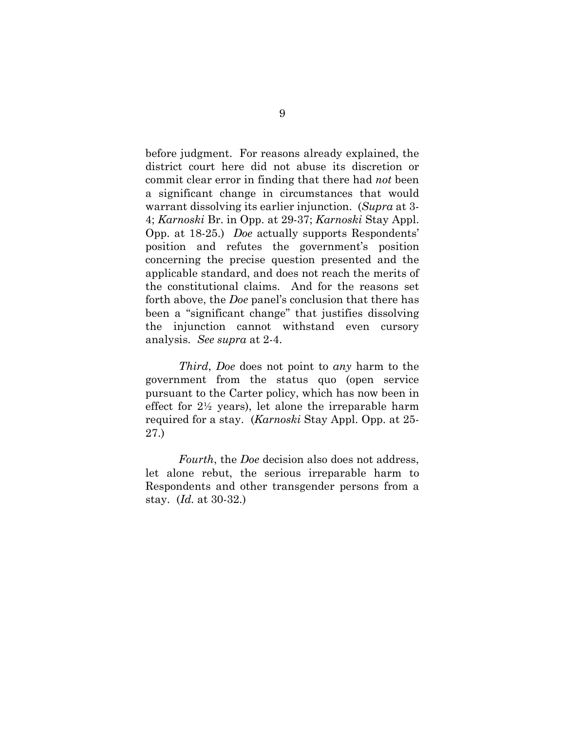before judgment. For reasons already explained, the district court here did not abuse its discretion or commit clear error in finding that there had *not* been a significant change in circumstances that would warrant dissolving its earlier injunction. (*Supra* at 3-4; *Karnoski* Br. in Opp. at 29-37; *Karnoski* Stay Appl. Opp. at 18-25.) *Doe* actually supports Respondents' position and refutes the government's position concerning the precise question presented and the applicable standard, and does not reach the merits of the constitutional claims. And for the reasons set forth above, the *Doe* panel's conclusion that there has been a "significant change" that justifies dissolving the injunction cannot withstand even cursory analysis. *See supra* at 2-4.

*Third*, *Doe* does not point to *any* harm to the government from the status quo (open service pursuant to the Carter policy, which has now been in effect for 2½ years), let alone the irreparable harm required for a stay. (*Karnoski* Stay Appl. Opp. at 25-27.)

*Fourth*, the *Doe* decision also does not address, let alone rebut, the serious irreparable harm to Respondents and other transgender persons from a stay. (*Id.* at 30-32.)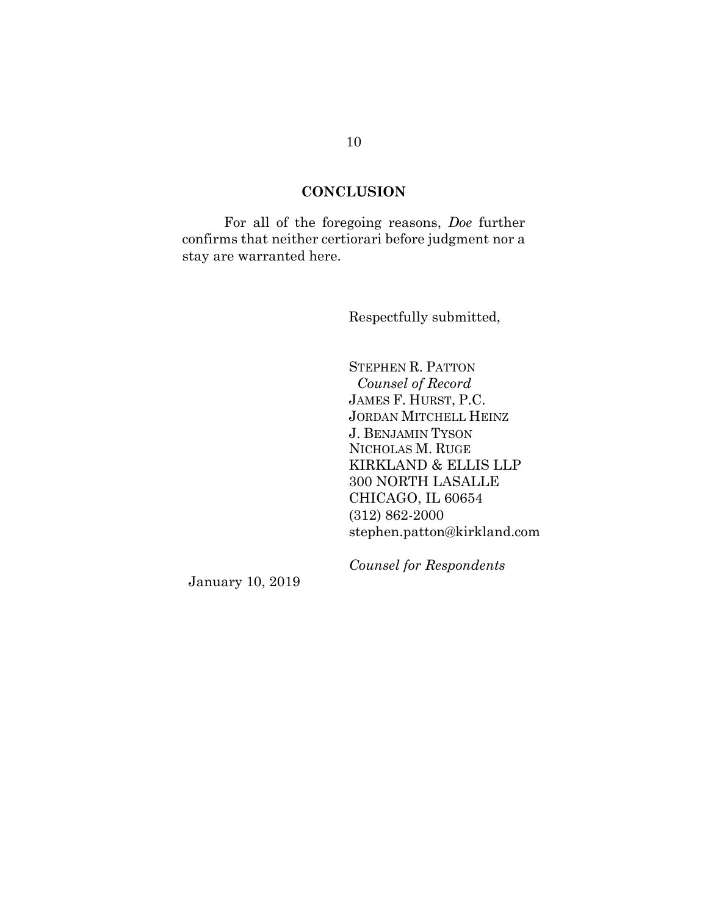## CONCLUSION

For all of the foregoing reasons, *Doe* further confirms that neither certiorari before judgment nor a stay are warranted here.

Respectfully submitted,

STEPHEN R. PATTON
*Counsel of Record*
JAMES F. HURST, P.C.
JORDAN MITCHELL HEINZ
J. BENJAMIN TYSON
NICHOLAS M. RUGE
KIRKLAND & ELLIS LLP
300 NORTH LASALLE
CHICAGO, IL 60654
(312) 862-2000
stephen.patton@kirkland.com

*Counsel for Respondents*

January 10, 2019